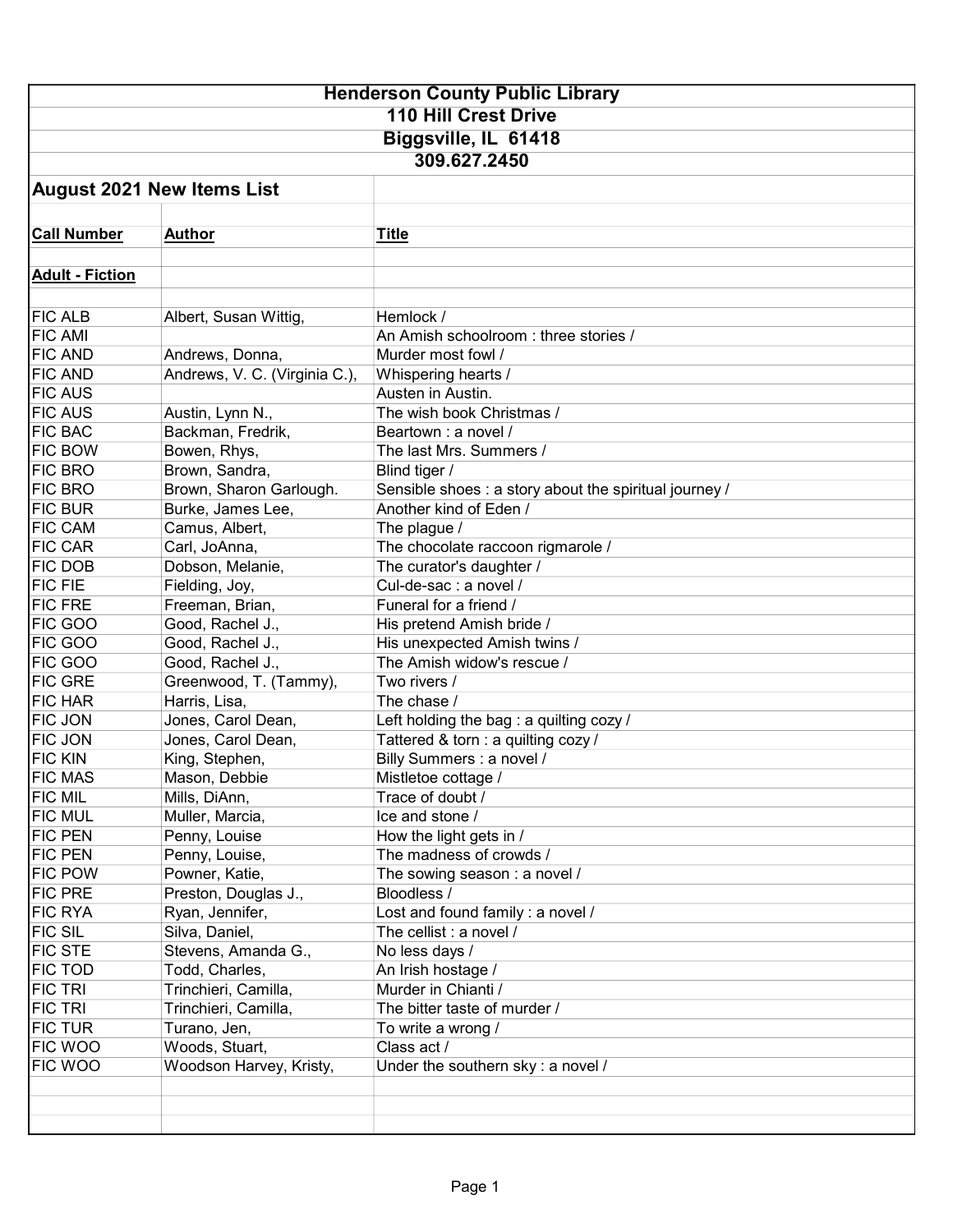# Henderson County Public Library

**110 Hill Crest Drive**
**Biggsville, IL 61418**
**309.627.2450**

## August 2021 New Items List

| Call Number | Author | Title |
|---|---|---|
| **Adult - Fiction** | | |
| FIC ALB | Albert, Susan Wittig, | Hemlock / |
| FIC AMI | | An Amish schoolroom : three stories / |
| FIC AND | Andrews, Donna, | Murder most fowl / |
| FIC AND | Andrews, V. C. (Virginia C.), | Whispering hearts / |
| FIC AUS | | Austen in Austin. |
| FIC AUS | Austin, Lynn N., | The wish book Christmas / |
| FIC BAC | Backman, Fredrik, | Beartown : a novel / |
| FIC BOW | Bowen, Rhys, | The last Mrs. Summers / |
| FIC BRO | Brown, Sandra, | Blind tiger / |
| FIC BRO | Brown, Sharon Garlough. | Sensible shoes : a story about the spiritual journey / |
| FIC BUR | Burke, James Lee, | Another kind of Eden / |
| FIC CAM | Camus, Albert, | The plague / |
| FIC CAR | Carl, JoAnna, | The chocolate raccoon rigmarole / |
| FIC DOB | Dobson, Melanie, | The curator's daughter / |
| FIC FIE | Fielding, Joy, | Cul-de-sac : a novel / |
| FIC FRE | Freeman, Brian, | Funeral for a friend / |
| FIC GOO | Good, Rachel J., | His pretend Amish bride / |
| FIC GOO | Good, Rachel J., | His unexpected Amish twins / |
| FIC GOO | Good, Rachel J., | The Amish widow's rescue / |
| FIC GRE | Greenwood, T. (Tammy), | Two rivers / |
| FIC HAR | Harris, Lisa, | The chase / |
| FIC JON | Jones, Carol Dean, | Left holding the bag : a quilting cozy / |
| FIC JON | Jones, Carol Dean, | Tattered & torn : a quilting cozy / |
| FIC KIN | King, Stephen, | Billy Summers : a novel / |
| FIC MAS | Mason, Debbie | Mistletoe cottage / |
| FIC MIL | Mills, DiAnn, | Trace of doubt / |
| FIC MUL | Muller, Marcia, | Ice and stone / |
| FIC PEN | Penny, Louise | How the light gets in / |
| FIC PEN | Penny, Louise, | The madness of crowds / |
| FIC POW | Powner, Katie, | The sowing season : a novel / |
| FIC PRE | Preston, Douglas J., | Bloodless / |
| FIC RYA | Ryan, Jennifer, | Lost and found family : a novel / |
| FIC SIL | Silva, Daniel, | The cellist : a novel / |
| FIC STE | Stevens, Amanda G., | No less days / |
| FIC TOD | Todd, Charles, | An Irish hostage / |
| FIC TRI | Trinchieri, Camilla, | Murder in Chianti / |
| FIC TRI | Trinchieri, Camilla, | The bitter taste of murder / |
| FIC TUR | Turano, Jen, | To write a wrong / |
| FIC WOO | Woods, Stuart, | Class act / |
| FIC WOO | Woodson Harvey, Kristy, | Under the southern sky : a novel / |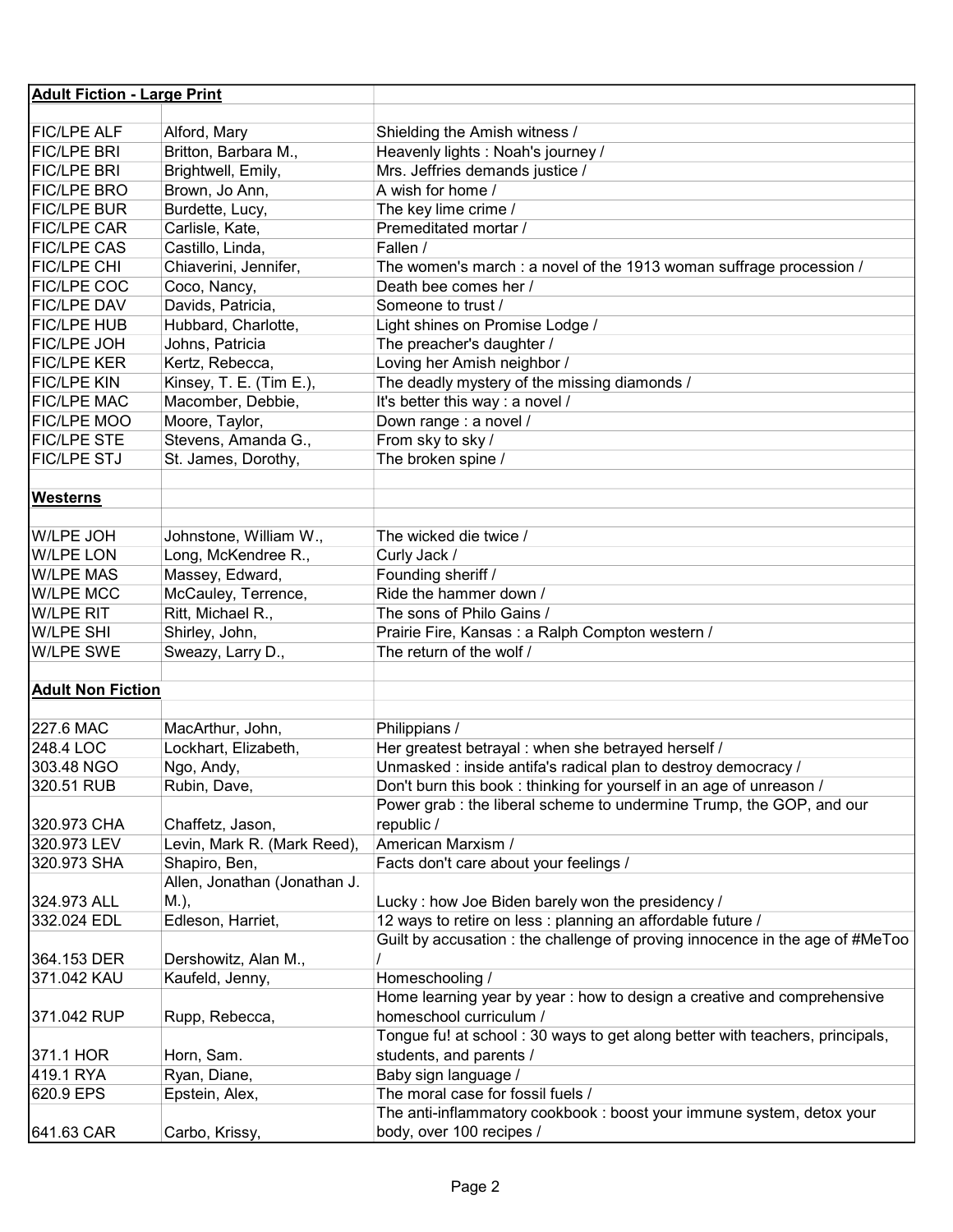| **Adult Fiction - Large Print** | | |
|---|---|---|
| | | |
| FIC/LPE ALF | Alford, Mary | Shielding the Amish witness / |
| FIC/LPE BRI | Britton, Barbara M., | Heavenly lights : Noah's journey / |
| FIC/LPE BRI | Brightwell, Emily, | Mrs. Jeffries demands justice / |
| FIC/LPE BRO | Brown, Jo Ann, | A wish for home / |
| FIC/LPE BUR | Burdette, Lucy, | The key lime crime / |
| FIC/LPE CAR | Carlisle, Kate, | Premeditated mortar / |
| FIC/LPE CAS | Castillo, Linda, | Fallen / |
| FIC/LPE CHI | Chiaverini, Jennifer, | The women's march : a novel of the 1913 woman suffrage procession / |
| FIC/LPE COC | Coco, Nancy, | Death bee comes her / |
| FIC/LPE DAV | Davids, Patricia, | Someone to trust / |
| FIC/LPE HUB | Hubbard, Charlotte, | Light shines on Promise Lodge / |
| FIC/LPE JOH | Johns, Patricia | The preacher's daughter / |
| FIC/LPE KER | Kertz, Rebecca, | Loving her Amish neighbor / |
| FIC/LPE KIN | Kinsey, T. E. (Tim E.), | The deadly mystery of the missing diamonds / |
| FIC/LPE MAC | Macomber, Debbie, | It's better this way : a novel / |
| FIC/LPE MOO | Moore, Taylor, | Down range : a novel / |
| FIC/LPE STE | Stevens, Amanda G., | From sky to sky / |
| FIC/LPE STJ | St. James, Dorothy, | The broken spine / |
| | | |
| **Westerns** | | |
| | | |
| W/LPE JOH | Johnstone, William W., | The wicked die twice / |
| W/LPE LON | Long, McKendree R., | Curly Jack / |
| W/LPE MAS | Massey, Edward, | Founding sheriff / |
| W/LPE MCC | McCauley, Terrence, | Ride the hammer down / |
| W/LPE RIT | Ritt, Michael R., | The sons of Philo Gains / |
| W/LPE SHI | Shirley, John, | Prairie Fire, Kansas : a Ralph Compton western / |
| W/LPE SWE | Sweazy, Larry D., | The return of the wolf / |
| | | |
| **Adult Non Fiction** | | |
| | | |
| 227.6 MAC | MacArthur, John, | Philippians / |
| 248.4 LOC | Lockhart, Elizabeth, | Her greatest betrayal : when she betrayed herself / |
| 303.48 NGO | Ngo, Andy, | Unmasked : inside antifa's radical plan to destroy democracy / |
| 320.51 RUB | Rubin, Dave, | Don't burn this book : thinking for yourself in an age of unreason / |
| 320.973 CHA | Chaffetz, Jason, | Power grab : the liberal scheme to undermine Trump, the GOP, and our republic / |
| 320.973 LEV | Levin, Mark R. (Mark Reed), | American Marxism / |
| 320.973 SHA | Shapiro, Ben, | Facts don't care about your feelings / |
| 324.973 ALL | Allen, Jonathan (Jonathan J. M.), | Lucky : how Joe Biden barely won the presidency / |
| 332.024 EDL | Edleson, Harriet, | 12 ways to retire on less : planning an affordable future / |
| 364.153 DER | Dershowitz, Alan M., | Guilt by accusation : the challenge of proving innocence in the age of #MeToo / |
| 371.042 KAU | Kaufeld, Jenny, | Homeschooling / |
| 371.042 RUP | Rupp, Rebecca, | Home learning year by year : how to design a creative and comprehensive homeschool curriculum / |
| 371.1 HOR | Horn, Sam. | Tongue fu! at school : 30 ways to get along better with teachers, principals, students, and parents / |
| 419.1 RYA | Ryan, Diane, | Baby sign language / |
| 620.9 EPS | Epstein, Alex, | The moral case for fossil fuels / |
| 641.63 CAR | Carbo, Krissy, | The anti-inflammatory cookbook : boost your immune system, detox your body, over 100 recipes / |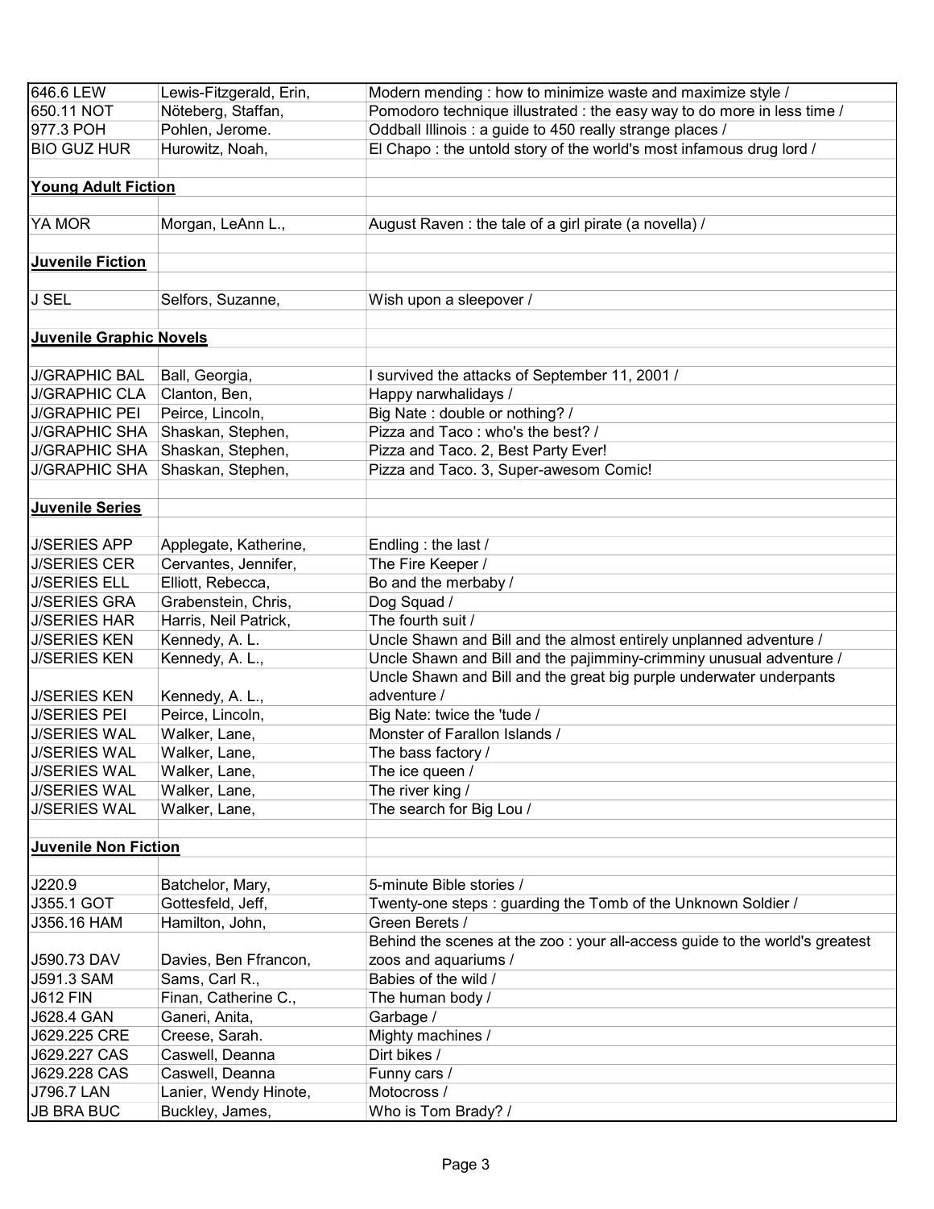| | | |
|---|---|---|
| 646.6 LEW | Lewis-Fitzgerald, Erin, | Modern mending : how to minimize waste and maximize style / |
| 650.11 NOT | Nöteberg, Staffan, | Pomodoro technique illustrated : the easy way to do more in less time / |
| 977.3 POH | Pohlen, Jerome. | Oddball Illinois : a guide to 450 really strange places / |
| BIO GUZ HUR | Hurowitz, Noah, | El Chapo : the untold story of the world's most infamous drug lord / |
| | | |
| **Young Adult Fiction** | | |
| | | |
| YA MOR | Morgan, LeAnn L., | August Raven : the tale of a girl pirate (a novella) / |
| | | |
| **Juvenile Fiction** | | |
| | | |
| J SEL | Selfors, Suzanne, | Wish upon a sleepover / |
| | | |
| **Juvenile Graphic Novels** | | |
| | | |
| J/GRAPHIC BAL | Ball, Georgia, | I survived the attacks of September 11, 2001 / |
| J/GRAPHIC CLA | Clanton, Ben, | Happy narwhalidays / |
| J/GRAPHIC PEI | Peirce, Lincoln, | Big Nate : double or nothing? / |
| J/GRAPHIC SHA | Shaskan, Stephen, | Pizza and Taco : who's the best? / |
| J/GRAPHIC SHA | Shaskan, Stephen, | Pizza and Taco. 2, Best Party Ever! |
| J/GRAPHIC SHA | Shaskan, Stephen, | Pizza and Taco. 3, Super-awesom Comic! |
| | | |
| **Juvenile Series** | | |
| | | |
| J/SERIES APP | Applegate, Katherine, | Endling : the last / |
| J/SERIES CER | Cervantes, Jennifer, | The Fire Keeper / |
| J/SERIES ELL | Elliott, Rebecca, | Bo and the merbaby / |
| J/SERIES GRA | Grabenstein, Chris, | Dog Squad / |
| J/SERIES HAR | Harris, Neil Patrick, | The fourth suit / |
| J/SERIES KEN | Kennedy, A. L. | Uncle Shawn and Bill and the almost entirely unplanned adventure / |
| J/SERIES KEN | Kennedy, A. L., | Uncle Shawn and Bill and the pajimminy-crimminy unusual adventure / |
| J/SERIES KEN | Kennedy, A. L., | Uncle Shawn and Bill and the great big purple underwater underpants adventure / |
| J/SERIES PEI | Peirce, Lincoln, | Big Nate: twice the 'tude / |
| J/SERIES WAL | Walker, Lane, | Monster of Farallon Islands / |
| J/SERIES WAL | Walker, Lane, | The bass factory / |
| J/SERIES WAL | Walker, Lane, | The ice queen / |
| J/SERIES WAL | Walker, Lane, | The river king / |
| J/SERIES WAL | Walker, Lane, | The search for Big Lou / |
| | | |
| **Juvenile Non Fiction** | | |
| | | |
| J220.9 | Batchelor, Mary, | 5-minute Bible stories / |
| J355.1 GOT | Gottesfeld, Jeff, | Twenty-one steps : guarding the Tomb of the Unknown Soldier / |
| J356.16 HAM | Hamilton, John, | Green Berets / |
| J590.73 DAV | Davies, Ben Ffrancon, | Behind the scenes at the zoo : your all-access guide to the world's greatest zoos and aquariums / |
| J591.3 SAM | Sams, Carl R., | Babies of the wild / |
| J612 FIN | Finan, Catherine C., | The human body / |
| J628.4 GAN | Ganeri, Anita, | Garbage / |
| J629.225 CRE | Creese, Sarah. | Mighty machines / |
| J629.227 CAS | Caswell, Deanna | Dirt bikes / |
| J629.228 CAS | Caswell, Deanna | Funny cars / |
| J796.7 LAN | Lanier, Wendy Hinote, | Motocross / |
| JB BRA BUC | Buckley, James, | Who is Tom Brady? / |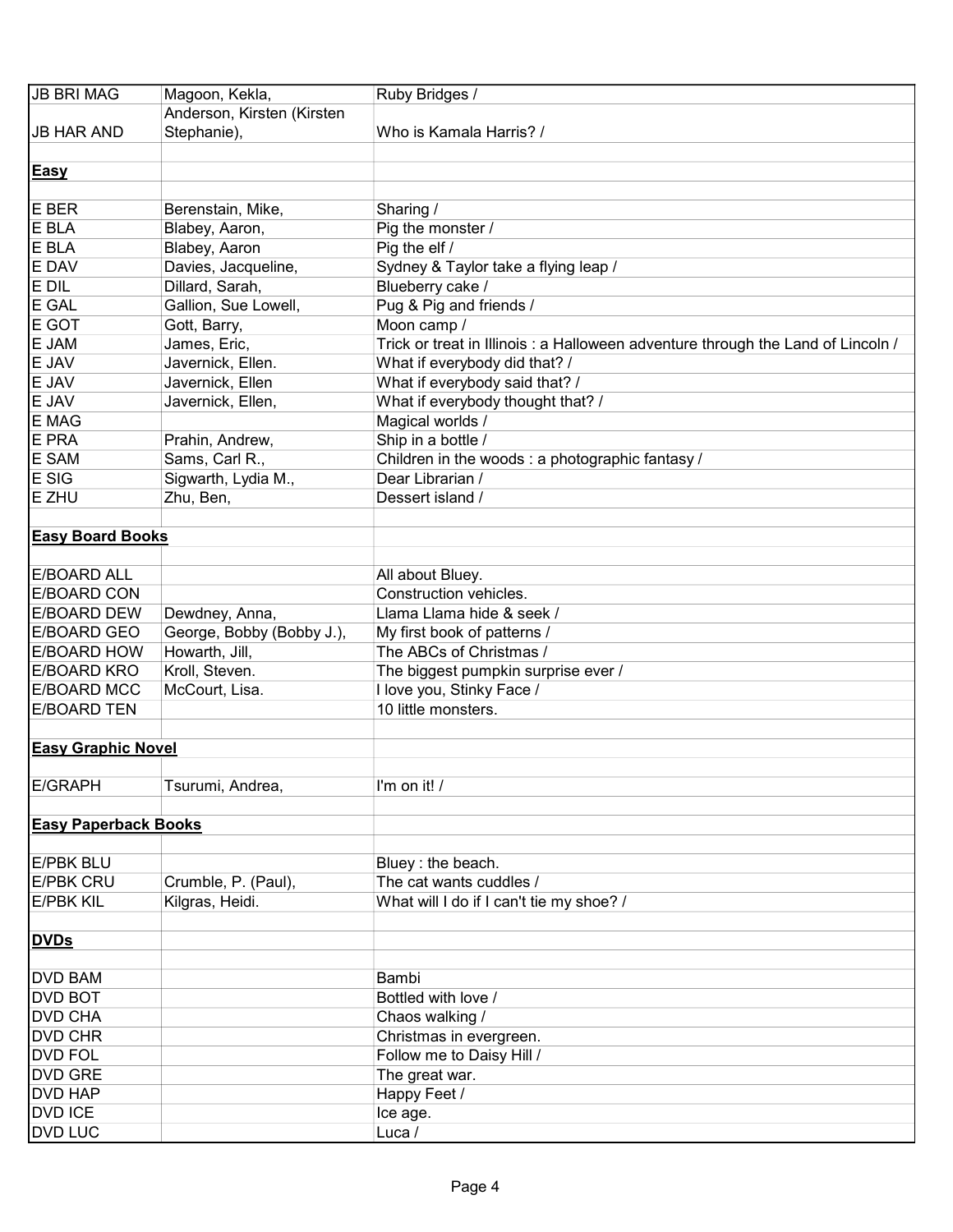| | | |
|---|---|---|
| JB BRI MAG | Magoon, Kekla, | Ruby Bridges / |
| JB HAR AND | Anderson, Kirsten (Kirsten Stephanie), | Who is Kamala Harris? / |
| | | |
| **Easy** | | |
| | | |
| E BER | Berenstain, Mike, | Sharing / |
| E BLA | Blabey, Aaron, | Pig the monster / |
| E BLA | Blabey, Aaron | Pig the elf / |
| E DAV | Davies, Jacqueline, | Sydney & Taylor take a flying leap / |
| E DIL | Dillard, Sarah, | Blueberry cake / |
| E GAL | Gallion, Sue Lowell, | Pug & Pig and friends / |
| E GOT | Gott, Barry, | Moon camp / |
| E JAM | James, Eric, | Trick or treat in Illinois : a Halloween adventure through the Land of Lincoln / |
| E JAV | Javernick, Ellen. | What if everybody did that? / |
| E JAV | Javernick, Ellen | What if everybody said that? / |
| E JAV | Javernick, Ellen, | What if everybody thought that? / |
| E MAG | | Magical worlds / |
| E PRA | Prahin, Andrew, | Ship in a bottle / |
| E SAM | Sams, Carl R., | Children in the woods : a photographic fantasy / |
| E SIG | Sigwarth, Lydia M., | Dear Librarian / |
| E ZHU | Zhu, Ben, | Dessert island / |
| | | |
| **Easy Board Books** | | |
| | | |
| E/BOARD ALL | | All about Bluey. |
| E/BOARD CON | | Construction vehicles. |
| E/BOARD DEW | Dewdney, Anna, | Llama Llama hide & seek / |
| E/BOARD GEO | George, Bobby (Bobby J.), | My first book of patterns / |
| E/BOARD HOW | Howarth, Jill, | The ABCs of Christmas / |
| E/BOARD KRO | Kroll, Steven. | The biggest pumpkin surprise ever / |
| E/BOARD MCC | McCourt, Lisa. | I love you, Stinky Face / |
| E/BOARD TEN | | 10 little monsters. |
| | | |
| **Easy Graphic Novel** | | |
| | | |
| E/GRAPH | Tsurumi, Andrea, | I'm on it! / |
| | | |
| **Easy Paperback Books** | | |
| | | |
| E/PBK BLU | | Bluey : the beach. |
| E/PBK CRU | Crumble, P. (Paul), | The cat wants cuddles / |
| E/PBK KIL | Kilgras, Heidi. | What will I do if I can't tie my shoe? / |
| | | |
| **DVDs** | | |
| | | |
| DVD BAM | | Bambi |
| DVD BOT | | Bottled with love / |
| DVD CHA | | Chaos walking / |
| DVD CHR | | Christmas in evergreen. |
| DVD FOL | | Follow me to Daisy Hill / |
| DVD GRE | | The great war. |
| DVD HAP | | Happy Feet / |
| DVD ICE | | Ice age. |
| DVD LUC | | Luca / |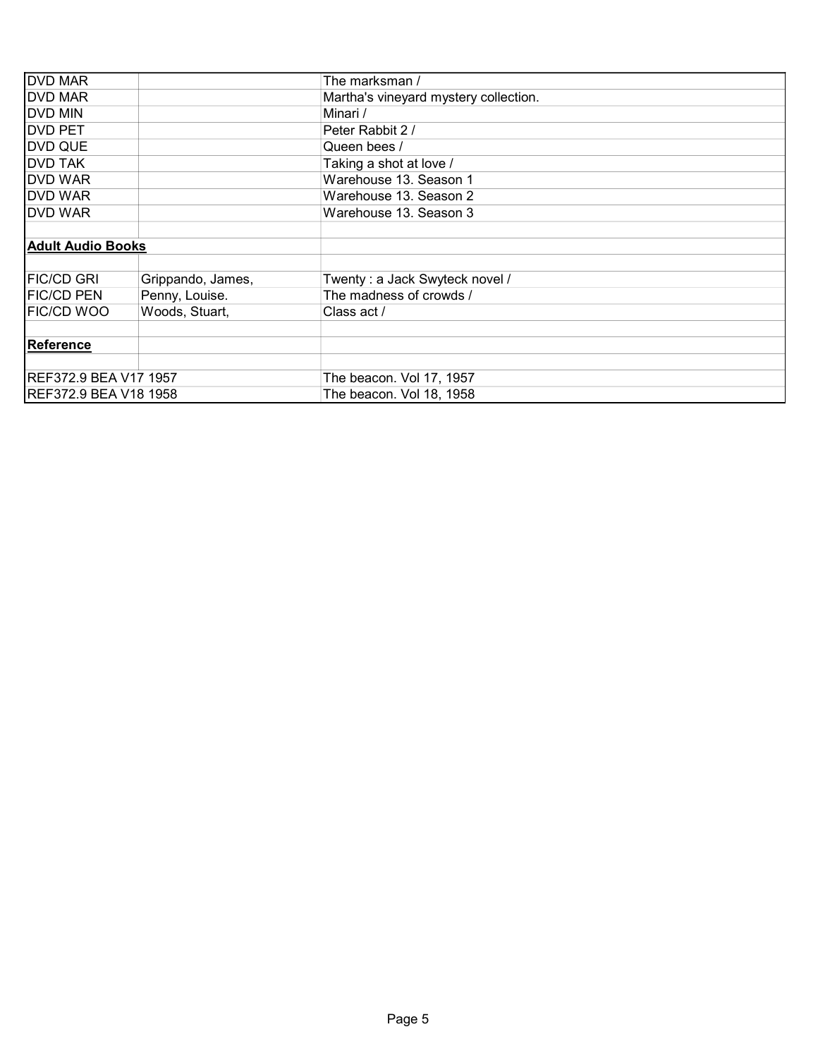| | | |
|---|---|---|
| DVD MAR | | The marksman / |
| DVD MAR | | Martha's vineyard mystery collection. |
| DVD MIN | | Minari / |
| DVD PET | | Peter Rabbit 2 / |
| DVD QUE | | Queen bees / |
| DVD TAK | | Taking a shot at love / |
| DVD WAR | | Warehouse 13. Season 1 |
| DVD WAR | | Warehouse 13. Season 2 |
| DVD WAR | | Warehouse 13. Season 3 |
| | | |
| **Adult Audio Books** | | |
| | | |
| FIC/CD GRI | Grippando, James, | Twenty : a Jack Swyteck novel / |
| FIC/CD PEN | Penny, Louise. | The madness of crowds / |
| FIC/CD WOO | Woods, Stuart, | Class act / |
| | | |
| **Reference** | | |
| | | |
| REF372.9 BEA V17 1957 | | The beacon. Vol 17, 1957 |
| REF372.9 BEA V18 1958 | | The beacon. Vol 18, 1958 |